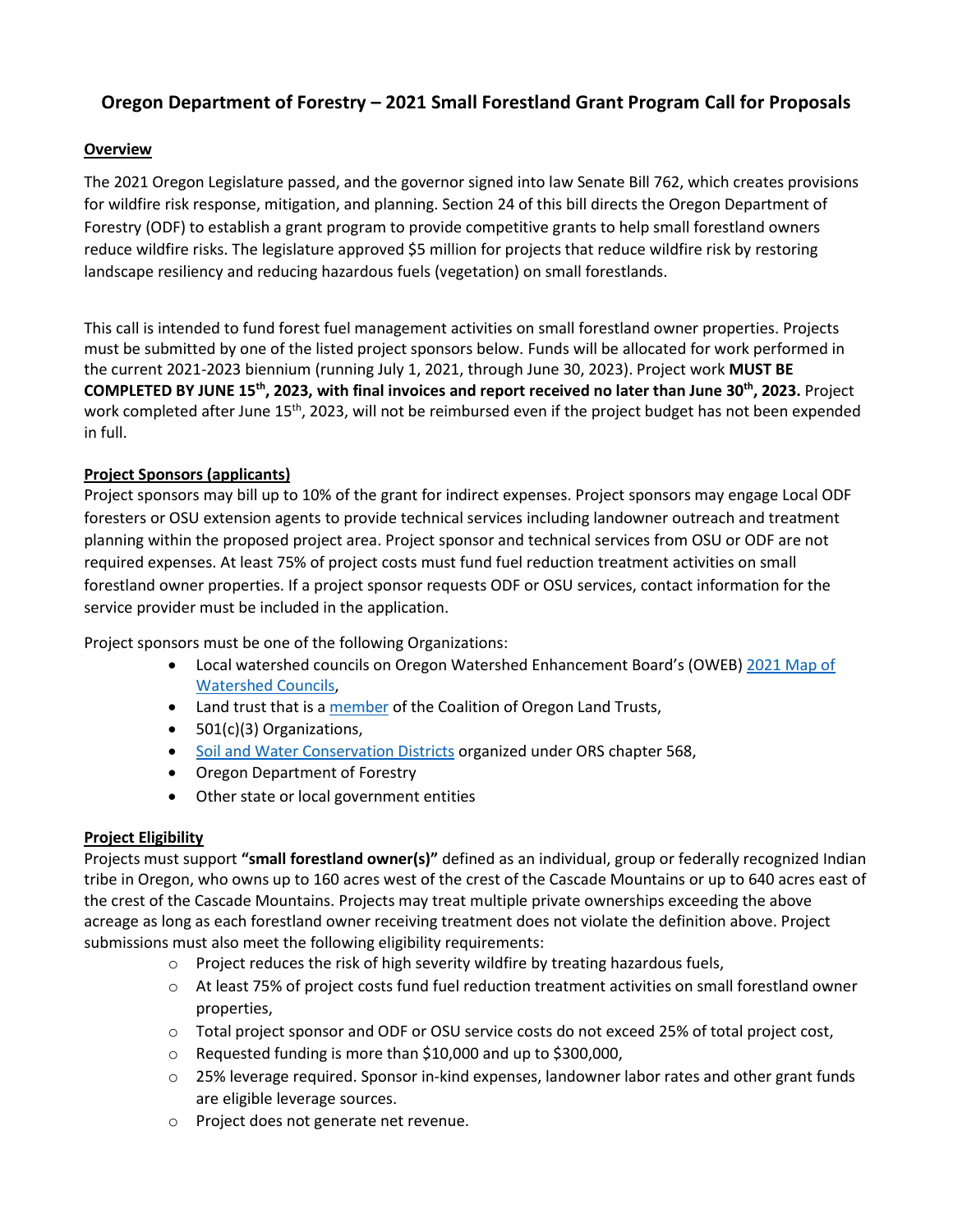# Oregon Department of Forestry – 2021 Small Forestland Grant Program Call for Proposals

## Overview

The 2021 Oregon Legislature passed, and the governor signed into law Senate Bill 762, which creates provisions for wildfire risk response, mitigation, and planning. Section 24 of this bill directs the Oregon Department of Forestry (ODF) to establish a grant program to provide competitive grants to help small forestland owners reduce wildfire risks. The legislature approved $5 million for projects that reduce wildfire risk by restoring landscape resiliency and reducing hazardous fuels (vegetation) on small forestlands.

This call is intended to fund forest fuel management activities on small forestland owner properties. Projects must be submitted by one of the listed project sponsors below. Funds will be allocated for work performed in the current 2021-2023 biennium (running July 1, 2021, through June 30, 2023). Project work **MUST BE COMPLETED BY JUNE 15th, 2023, with final invoices and report received no later than June 30th, 2023.** Project work completed after June 15th, 2023, will not be reimbursed even if the project budget has not been expended in full.

## Project Sponsors (applicants)

Project sponsors may bill up to 10% of the grant for indirect expenses. Project sponsors may engage Local ODF foresters or OSU extension agents to provide technical services including landowner outreach and treatment planning within the proposed project area. Project sponsor and technical services from OSU or ODF are not required expenses. At least 75% of project costs must fund fuel reduction treatment activities on small forestland owner properties. If a project sponsor requests ODF or OSU services, contact information for the service provider must be included in the application.

Project sponsors must be one of the following Organizations:

- Local watershed councils on Oregon Watershed Enhancement Board's (OWEB) 2021 Map of Watershed Councils,
- Land trust that is a member of the Coalition of Oregon Land Trusts,
- 501(c)(3) Organizations,
- Soil and Water Conservation Districts organized under ORS chapter 568,
- Oregon Department of Forestry
- Other state or local government entities

## Project Eligibility

Projects must support **"small forestland owner(s)"** defined as an individual, group or federally recognized Indian tribe in Oregon, who owns up to 160 acres west of the crest of the Cascade Mountains or up to 640 acres east of the crest of the Cascade Mountains. Projects may treat multiple private ownerships exceeding the above acreage as long as each forestland owner receiving treatment does not violate the definition above. Project submissions must also meet the following eligibility requirements:

- Project reduces the risk of high severity wildfire by treating hazardous fuels,
- At least 75% of project costs fund fuel reduction treatment activities on small forestland owner properties,
- Total project sponsor and ODF or OSU service costs do not exceed 25% of total project cost,
- Requested funding is more than $10,000 and up to $300,000,
- 25% leverage required. Sponsor in-kind expenses, landowner labor rates and other grant funds are eligible leverage sources.
- Project does not generate net revenue.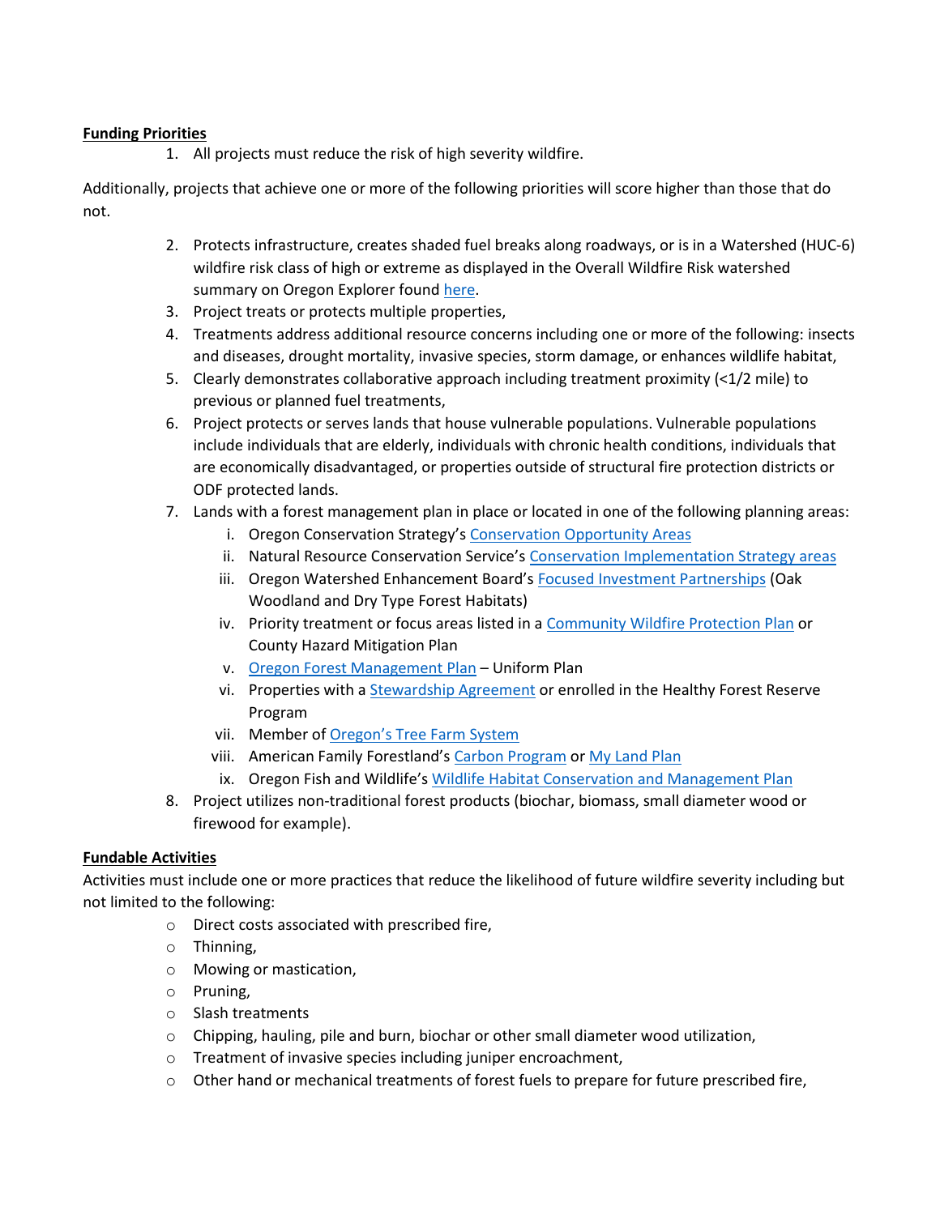**Funding Priorities**

1. All projects must reduce the risk of high severity wildfire.

Additionally, projects that achieve one or more of the following priorities will score higher than those that do not.

2. Protects infrastructure, creates shaded fuel breaks along roadways, or is in a Watershed (HUC-6) wildfire risk class of high or extreme as displayed in the Overall Wildfire Risk watershed summary on Oregon Explorer found here.
3. Project treats or protects multiple properties,
4. Treatments address additional resource concerns including one or more of the following: insects and diseases, drought mortality, invasive species, storm damage, or enhances wildlife habitat,
5. Clearly demonstrates collaborative approach including treatment proximity (<1/2 mile) to previous or planned fuel treatments,
6. Project protects or serves lands that house vulnerable populations. Vulnerable populations include individuals that are elderly, individuals with chronic health conditions, individuals that are economically disadvantaged, or properties outside of structural fire protection districts or ODF protected lands.
7. Lands with a forest management plan in place or located in one of the following planning areas:
   i. Oregon Conservation Strategy's Conservation Opportunity Areas
   ii. Natural Resource Conservation Service's Conservation Implementation Strategy areas
   iii. Oregon Watershed Enhancement Board's Focused Investment Partnerships (Oak Woodland and Dry Type Forest Habitats)
   iv. Priority treatment or focus areas listed in a Community Wildfire Protection Plan or County Hazard Mitigation Plan
   v. Oregon Forest Management Plan – Uniform Plan
   vi. Properties with a Stewardship Agreement or enrolled in the Healthy Forest Reserve Program
   vii. Member of Oregon's Tree Farm System
   viii. American Family Forestland's Carbon Program or My Land Plan
   ix. Oregon Fish and Wildlife's Wildlife Habitat Conservation and Management Plan
8. Project utilizes non-traditional forest products (biochar, biomass, small diameter wood or firewood for example).

**Fundable Activities**

Activities must include one or more practices that reduce the likelihood of future wildfire severity including but not limited to the following:

- Direct costs associated with prescribed fire,
- Thinning,
- Mowing or mastication,
- Pruning,
- Slash treatments
- Chipping, hauling, pile and burn, biochar or other small diameter wood utilization,
- Treatment of invasive species including juniper encroachment,
- Other hand or mechanical treatments of forest fuels to prepare for future prescribed fire,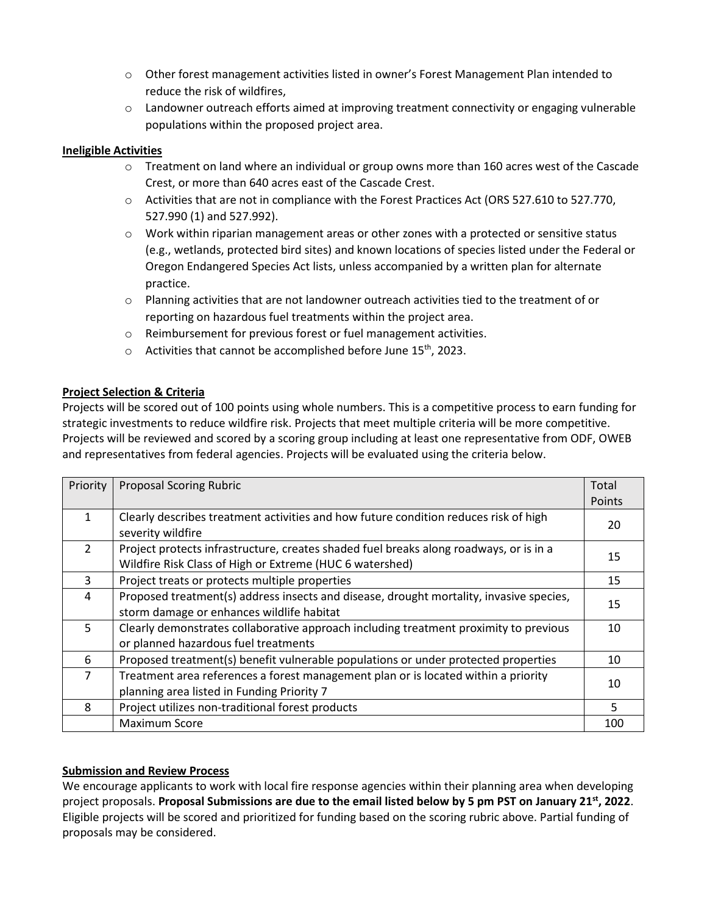- Other forest management activities listed in owner's Forest Management Plan intended to reduce the risk of wildfires,
- Landowner outreach efforts aimed at improving treatment connectivity or engaging vulnerable populations within the proposed project area.

**Ineligible Activities**

- Treatment on land where an individual or group owns more than 160 acres west of the Cascade Crest, or more than 640 acres east of the Cascade Crest.
- Activities that are not in compliance with the Forest Practices Act (ORS 527.610 to 527.770, 527.990 (1) and 527.992).
- Work within riparian management areas or other zones with a protected or sensitive status (e.g., wetlands, protected bird sites) and known locations of species listed under the Federal or Oregon Endangered Species Act lists, unless accompanied by a written plan for alternate practice.
- Planning activities that are not landowner outreach activities tied to the treatment of or reporting on hazardous fuel treatments within the project area.
- Reimbursement for previous forest or fuel management activities.
- Activities that cannot be accomplished before June 15th, 2023.

**Project Selection & Criteria**

Projects will be scored out of 100 points using whole numbers. This is a competitive process to earn funding for strategic investments to reduce wildfire risk. Projects that meet multiple criteria will be more competitive. Projects will be reviewed and scored by a scoring group including at least one representative from ODF, OWEB and representatives from federal agencies. Projects will be evaluated using the criteria below.

| Priority | Proposal Scoring Rubric | Total Points |
|---|---|---|
| 1 | Clearly describes treatment activities and how future condition reduces risk of high severity wildfire | 20 |
| 2 | Project protects infrastructure, creates shaded fuel breaks along roadways, or is in a Wildfire Risk Class of High or Extreme (HUC 6 watershed) | 15 |
| 3 | Project treats or protects multiple properties | 15 |
| 4 | Proposed treatment(s) address insects and disease, drought mortality, invasive species, storm damage or enhances wildlife habitat | 15 |
| 5 | Clearly demonstrates collaborative approach including treatment proximity to previous or planned hazardous fuel treatments | 10 |
| 6 | Proposed treatment(s) benefit vulnerable populations or under protected properties | 10 |
| 7 | Treatment area references a forest management plan or is located within a priority planning area listed in Funding Priority 7 | 10 |
| 8 | Project utilizes non-traditional forest products | 5 |
| | Maximum Score | 100 |

**Submission and Review Process**

We encourage applicants to work with local fire response agencies within their planning area when developing project proposals. **Proposal Submissions are due to the email listed below by 5 pm PST on January 21st, 2022**. Eligible projects will be scored and prioritized for funding based on the scoring rubric above. Partial funding of proposals may be considered.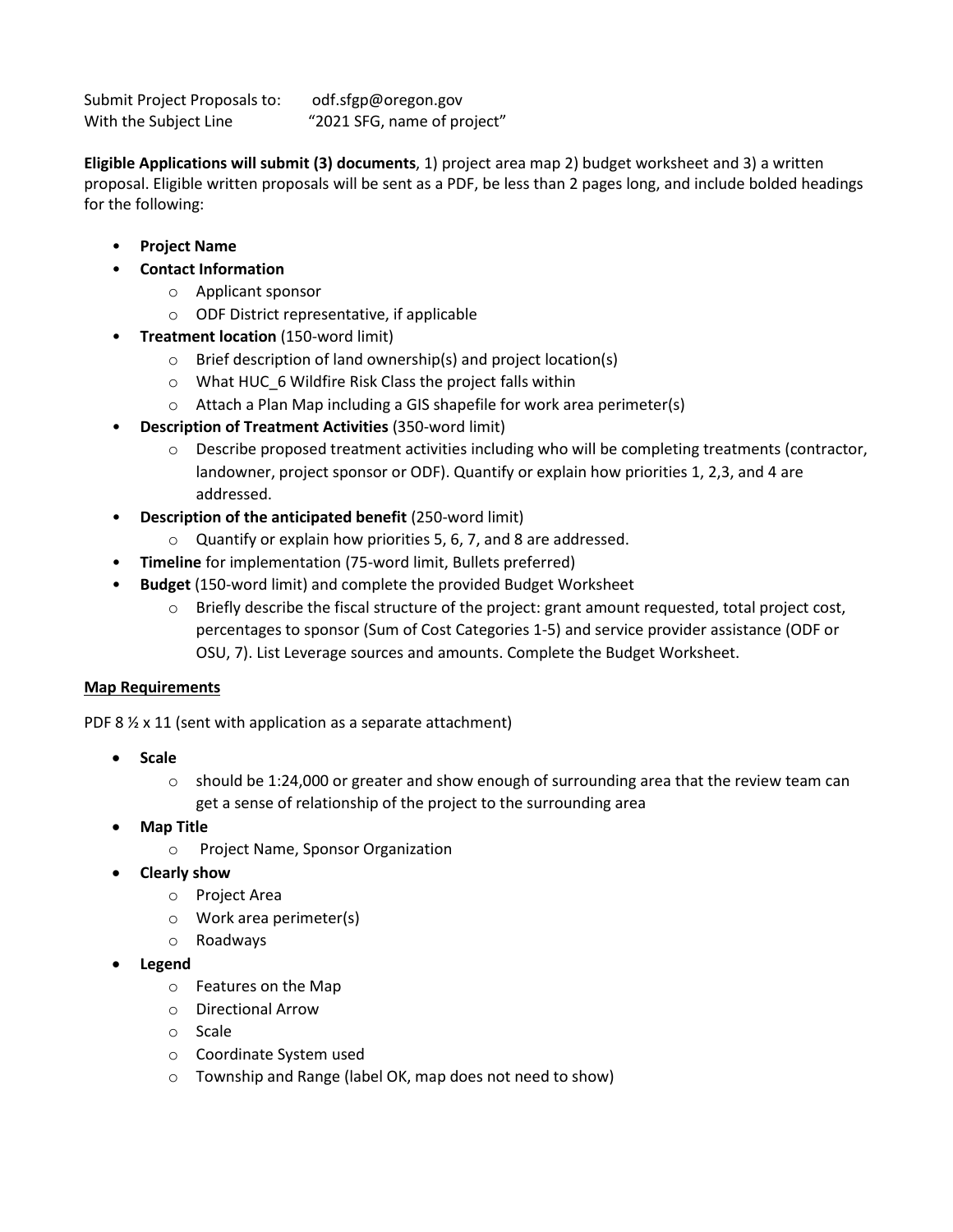Submit Project Proposals to: odf.sfgp@oregon.gov
With the Subject Line "2021 SFG, name of project"

**Eligible Applications will submit (3) documents**, 1) project area map 2) budget worksheet and 3) a written proposal. Eligible written proposals will be sent as a PDF, be less than 2 pages long, and include bolded headings for the following:

- **Project Name**
- **Contact Information**
  - Applicant sponsor
  - ODF District representative, if applicable
- **Treatment location** (150-word limit)
  - Brief description of land ownership(s) and project location(s)
  - What HUC_6 Wildfire Risk Class the project falls within
  - Attach a Plan Map including a GIS shapefile for work area perimeter(s)
- **Description of Treatment Activities** (350-word limit)
  - Describe proposed treatment activities including who will be completing treatments (contractor, landowner, project sponsor or ODF). Quantify or explain how priorities 1, 2,3, and 4 are addressed.
- **Description of the anticipated benefit** (250-word limit)
  - Quantify or explain how priorities 5, 6, 7, and 8 are addressed.
- **Timeline** for implementation (75-word limit, Bullets preferred)
- **Budget** (150-word limit) and complete the provided Budget Worksheet
  - Briefly describe the fiscal structure of the project: grant amount requested, total project cost, percentages to sponsor (Sum of Cost Categories 1-5) and service provider assistance (ODF or OSU, 7). List Leverage sources and amounts. Complete the Budget Worksheet.

**Map Requirements**

PDF 8 ½ x 11 (sent with application as a separate attachment)

- **Scale**
  - should be 1:24,000 or greater and show enough of surrounding area that the review team can get a sense of relationship of the project to the surrounding area
- **Map Title**
  - Project Name, Sponsor Organization
- **Clearly show**
  - Project Area
  - Work area perimeter(s)
  - Roadways
- **Legend**
  - Features on the Map
  - Directional Arrow
  - Scale
  - Coordinate System used
  - Township and Range (label OK, map does not need to show)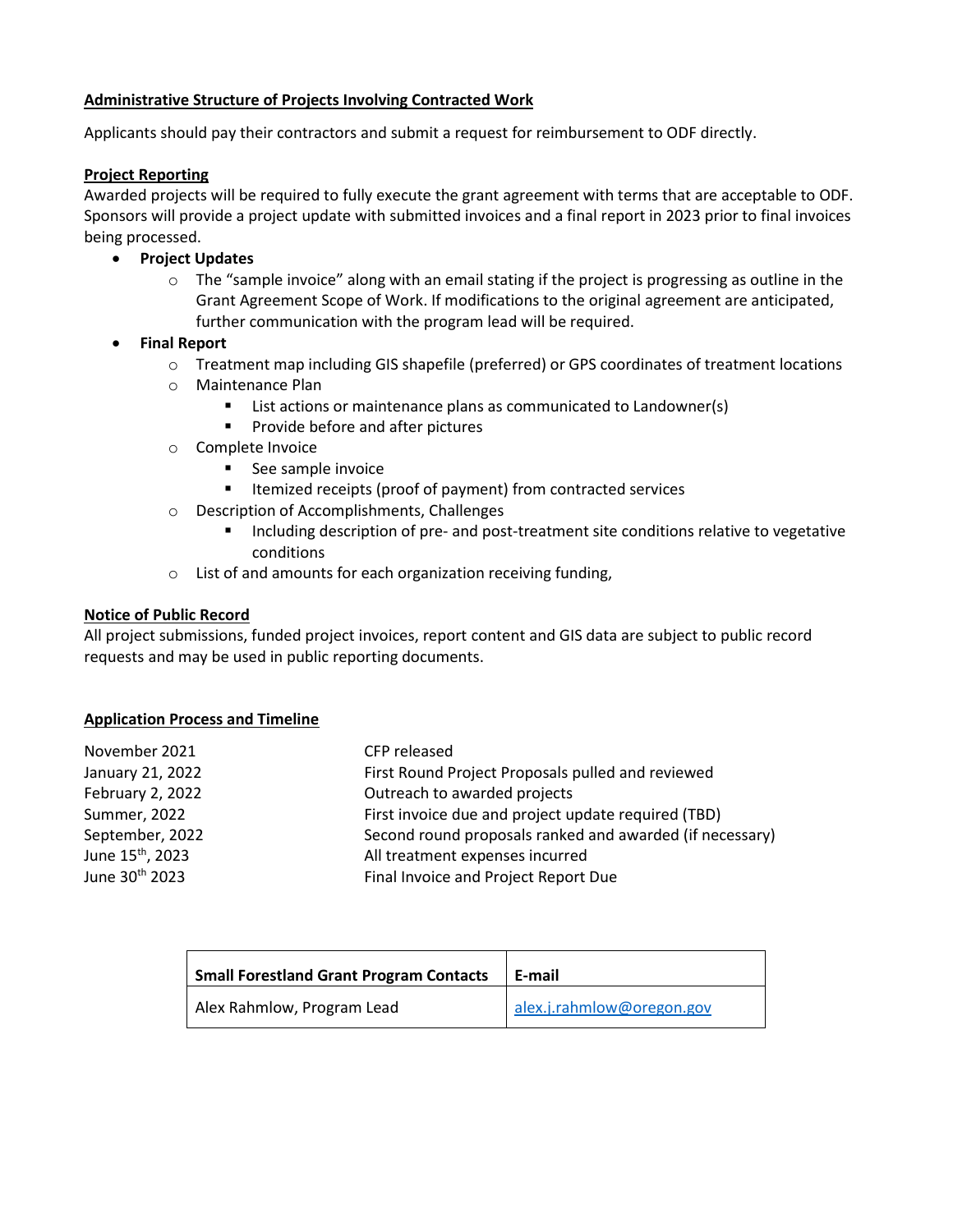**Administrative Structure of Projects Involving Contracted Work**

Applicants should pay their contractors and submit a request for reimbursement to ODF directly.

**Project Reporting**

Awarded projects will be required to fully execute the grant agreement with terms that are acceptable to ODF. Sponsors will provide a project update with submitted invoices and a final report in 2023 prior to final invoices being processed.

- **Project Updates**
  - The "sample invoice" along with an email stating if the project is progressing as outline in the Grant Agreement Scope of Work. If modifications to the original agreement are anticipated, further communication with the program lead will be required.
- **Final Report**
  - Treatment map including GIS shapefile (preferred) or GPS coordinates of treatment locations
  - Maintenance Plan
    - List actions or maintenance plans as communicated to Landowner(s)
    - Provide before and after pictures
  - Complete Invoice
    - See sample invoice
    - Itemized receipts (proof of payment) from contracted services
  - Description of Accomplishments, Challenges
    - Including description of pre- and post-treatment site conditions relative to vegetative conditions
  - List of and amounts for each organization receiving funding,

**Notice of Public Record**

All project submissions, funded project invoices, report content and GIS data are subject to public record requests and may be used in public reporting documents.

**Application Process and Timeline**

| | |
|---|---|
| November 2021 | CFP released |
| January 21, 2022 | First Round Project Proposals pulled and reviewed |
| February 2, 2022 | Outreach to awarded projects |
| Summer, 2022 | First invoice due and project update required (TBD) |
| September, 2022 | Second round proposals ranked and awarded (if necessary) |
| June 15th, 2023 | All treatment expenses incurred |
| June 30th 2023 | Final Invoice and Project Report Due |

| Small Forestland Grant Program Contacts | E-mail |
|---|---|
| Alex Rahmlow, Program Lead | alex.j.rahmlow@oregon.gov |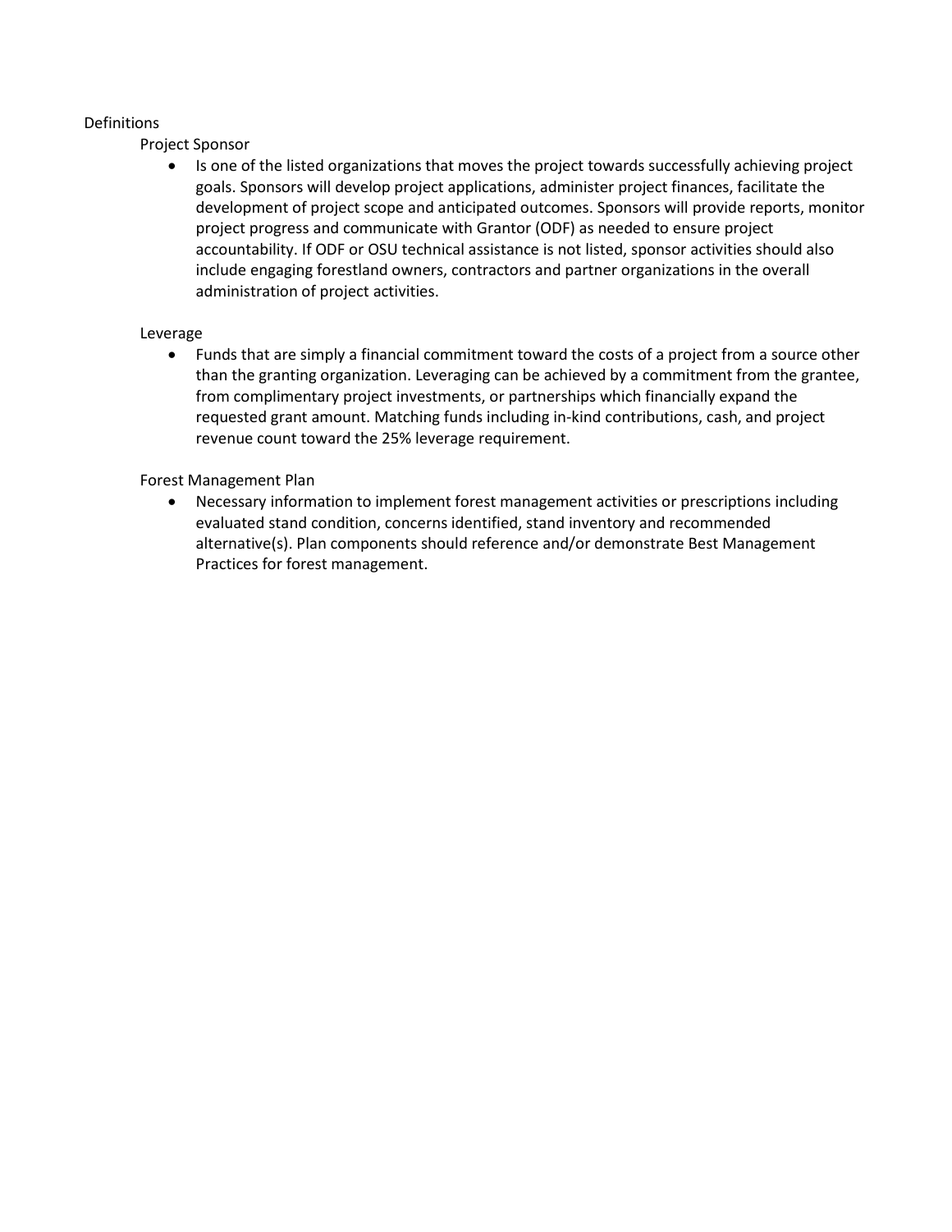# Definitions

## Project Sponsor

- Is one of the listed organizations that moves the project towards successfully achieving project goals. Sponsors will develop project applications, administer project finances, facilitate the development of project scope and anticipated outcomes. Sponsors will provide reports, monitor project progress and communicate with Grantor (ODF) as needed to ensure project accountability. If ODF or OSU technical assistance is not listed, sponsor activities should also include engaging forestland owners, contractors and partner organizations in the overall administration of project activities.

## Leverage

- Funds that are simply a financial commitment toward the costs of a project from a source other than the granting organization. Leveraging can be achieved by a commitment from the grantee, from complimentary project investments, or partnerships which financially expand the requested grant amount. Matching funds including in-kind contributions, cash, and project revenue count toward the 25% leverage requirement.

## Forest Management Plan

- Necessary information to implement forest management activities or prescriptions including evaluated stand condition, concerns identified, stand inventory and recommended alternative(s). Plan components should reference and/or demonstrate Best Management Practices for forest management.